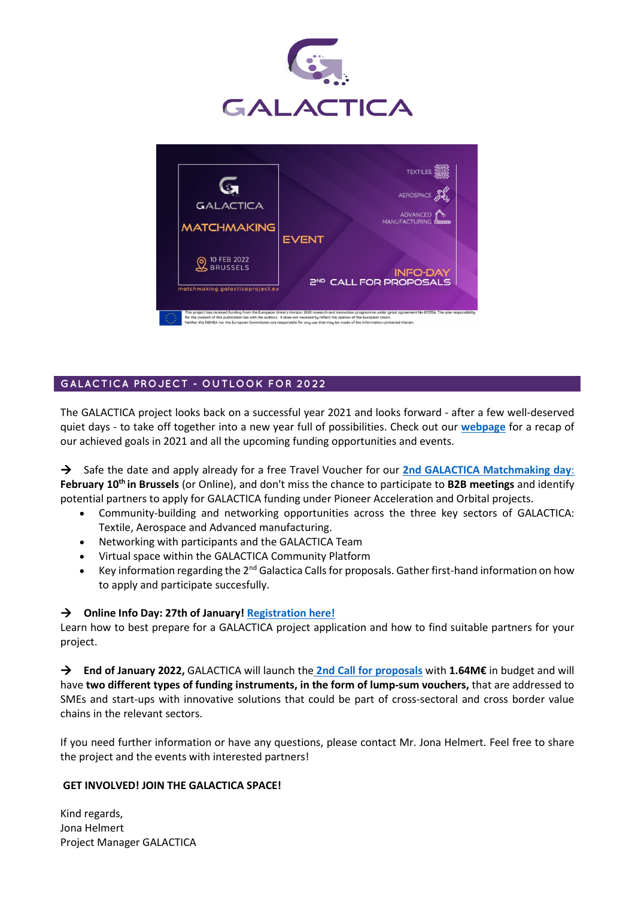# GALACTICA

## GALACTICA PROJECT - OUTLOOK FOR 2022

The GALACTICA project looks back on a successful year 2021 and looks forward - after a few well-deserved quiet days - to take off together into a new year full of possibilities. Check out our **webpage** for a recap of our achieved goals in 2021 and all the upcoming funding opportunities and events.

→ Safe the date and apply already for a free Travel Voucher for our **2nd GALACTICA Matchmaking day**: **February 10th in Brussels** (or Online), and don't miss the chance to participate to **B2B meetings** and identify potential partners to apply for GALACTICA funding under Pioneer Acceleration and Orbital projects.

- Community-building and networking opportunities across the three key sectors of GALACTICA: Textile, Aerospace and Advanced manufacturing.
- Networking with participants and the GALACTICA Team
- Virtual space within the GALACTICA Community Platform
- Key information regarding the 2nd Galactica Calls for proposals. Gather first-hand information on how to apply and participate succesfully.

→ **Online Info Day: 27th of January!** **Registration here!**
Learn how to best prepare for a GALACTICA project application and how to find suitable partners for your project.

→ **End of January 2022,** GALACTICA will launch the **2nd Call for proposals** with **1.64M€** in budget and will have **two different types of funding instruments, in the form of lump-sum vouchers,** that are addressed to SMEs and start-ups with innovative solutions that could be part of cross-sectoral and cross border value chains in the relevant sectors.

If you need further information or have any questions, please contact Mr. Jona Helmert. Feel free to share the project and the events with interested partners!

**GET INVOLVED! JOIN THE GALACTICA SPACE!**

Kind regards,
Jona Helmert
Project Manager GALACTICA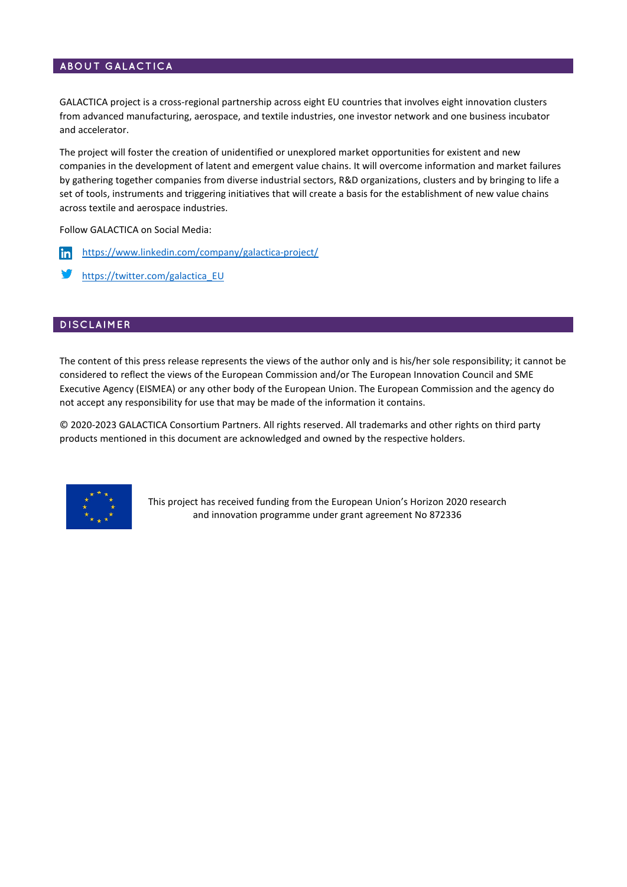## ABOUT GALACTICA

GALACTICA project is a cross-regional partnership across eight EU countries that involves eight innovation clusters from advanced manufacturing, aerospace, and textile industries, one investor network and one business incubator and accelerator.

The project will foster the creation of unidentified or unexplored market opportunities for existent and new companies in the development of latent and emergent value chains. It will overcome information and market failures by gathering together companies from diverse industrial sectors, R&D organizations, clusters and by bringing to life a set of tools, instruments and triggering initiatives that will create a basis for the establishment of new value chains across textile and aerospace industries.

Follow GALACTICA on Social Media:

https://www.linkedin.com/company/galactica-project/

https://twitter.com/galactica_EU

## DISCLAIMER

The content of this press release represents the views of the author only and is his/her sole responsibility; it cannot be considered to reflect the views of the European Commission and/or The European Innovation Council and SME Executive Agency (EISMEA) or any other body of the European Union. The European Commission and the agency do not accept any responsibility for use that may be made of the information it contains.

© 2020-2023 GALACTICA Consortium Partners. All rights reserved. All trademarks and other rights on third party products mentioned in this document are acknowledged and owned by the respective holders.

This project has received funding from the European Union's Horizon 2020 research and innovation programme under grant agreement No 872336